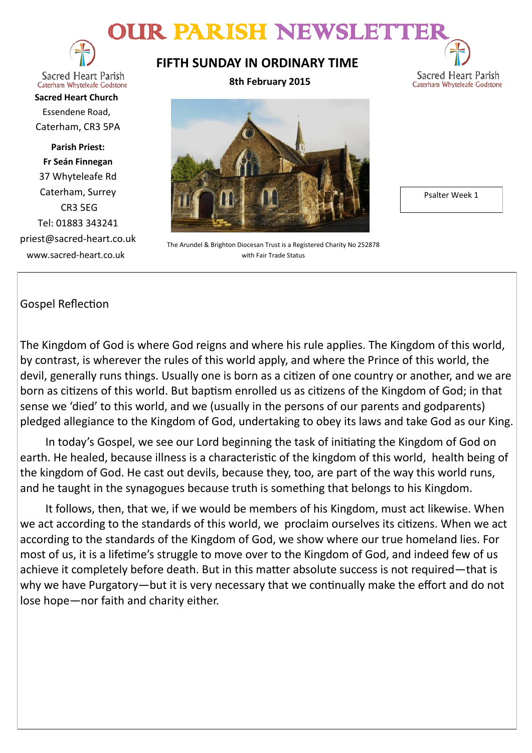# OUR PARISH NEWSLETTER

Sacred Heart Parish
Caterham Whyteleafe Godstone

**Sacred Heart Church**
Essendene Road,
Caterham, CR3 5PA

**Parish Priest:**
**Fr Seán Finnegan**
37 Whyteleafe Rd
Caterham, Surrey
CR3 5EG
Tel: 01883 343241
priest@sacred-heart.co.uk
www.sacred-heart.co.uk

## FIFTH SUNDAY IN ORDINARY TIME

**8th February 2015**

The Arundel & Brighton Diocesan Trust is a Registered Charity No 252878
with Fair Trade Status

Sacred Heart Parish
Caterham Whyteleafe Godstone

Psalter Week 1

## Gospel Reflection

The Kingdom of God is where God reigns and where his rule applies. The Kingdom of this world, by contrast, is wherever the rules of this world apply, and where the Prince of this world, the devil, generally runs things. Usually one is born as a citizen of one country or another, and we are born as citizens of this world. But baptism enrolled us as citizens of the Kingdom of God; in that sense we 'died' to this world, and we (usually in the persons of our parents and godparents) pledged allegiance to the Kingdom of God, undertaking to obey its laws and take God as our King.

In today's Gospel, we see our Lord beginning the task of initiating the Kingdom of God on earth. He healed, because illness is a characteristic of the kingdom of this world, health being of the kingdom of God. He cast out devils, because they, too, are part of the way this world runs, and he taught in the synagogues because truth is something that belongs to his Kingdom.

It follows, then, that we, if we would be members of his Kingdom, must act likewise. When we act according to the standards of this world, we proclaim ourselves its citizens. When we act according to the standards of the Kingdom of God, we show where our true homeland lies. For most of us, it is a lifetime's struggle to move over to the Kingdom of God, and indeed few of us achieve it completely before death. But in this matter absolute success is not required—that is why we have Purgatory—but it is very necessary that we continually make the effort and do not lose hope—nor faith and charity either.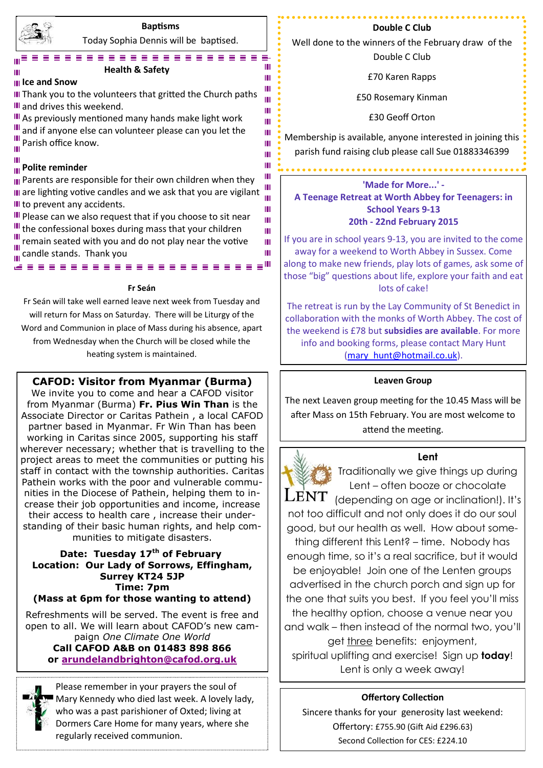## Baptisms

Today Sophia Dennis will be baptised.

## Health & Safety

**Ice and Snow**

Thank you to the volunteers that gritted the Church paths and drives this weekend.

As previously mentioned many hands make light work and if anyone else can volunteer please can you let the Parish office know.

**Polite reminder**

Parents are responsible for their own children when they are lighting votive candles and we ask that you are vigilant to prevent any accidents.

Please can we also request that if you choose to sit near the confessional boxes during mass that your children remain seated with you and do not play near the votive candle stands. Thank you

## Fr Seán

Fr Seán will take well earned leave next week from Tuesday and will return for Mass on Saturday. There will be Liturgy of the Word and Communion in place of Mass during his absence, apart from Wednesday when the Church will be closed while the heating system is maintained.

## CAFOD: Visitor from Myanmar (Burma)

We invite you to come and hear a CAFOD visitor from Myanmar (Burma) **Fr. Pius Win Than** is the Associate Director or Caritas Pathein , a local CAFOD partner based in Myanmar. Fr Win Than has been working in Caritas since 2005, supporting his staff wherever necessary; whether that is travelling to the project areas to meet the communities or putting his staff in contact with the township authorities. Caritas Pathein works with the poor and vulnerable communities in the Diocese of Pathein, helping them to increase their job opportunities and income, increase their access to health care , increase their understanding of their basic human rights, and help communities to mitigate disasters.

**Date: Tuesday 17th of February**
**Location: Our Lady of Sorrows, Effingham, Surrey KT24 5JP**
**Time: 7pm**
**(Mass at 6pm for those wanting to attend)**

Refreshments will be served. The event is free and open to all. We will learn about CAFOD's new campaign *One Climate One World*
**Call CAFOD A&B on 01483 898 866**
**or arundelandbrighton@cafod.org.uk**

Please remember in your prayers the soul of Mary Kennedy who died last week. A lovely lady, who was a past parishioner of Oxted; living at Dormers Care Home for many years, where she regularly received communion.

## Double C Club

Well done to the winners of the February draw of the Double C Club

£70 Karen Rapps

£50 Rosemary Kinman

£30 Geoff Orton

Membership is available, anyone interested in joining this parish fund raising club please call Sue 01883346399

## 'Made for More...' - A Teenage Retreat at Worth Abbey for Teenagers: in School Years 9-13 20th - 22nd February 2015

If you are in school years 9-13, you are invited to the come away for a weekend to Worth Abbey in Sussex. Come along to make new friends, play lots of games, ask some of those "big" questions about life, explore your faith and eat lots of cake!

The retreat is run by the Lay Community of St Benedict in collaboration with the monks of Worth Abbey. The cost of the weekend is £78 but **subsidies are available**. For more info and booking forms, please contact Mary Hunt (mary_hunt@hotmail.co.uk).

## Leaven Group

The next Leaven group meeting for the 10.45 Mass will be after Mass on 15th February. You are most welcome to attend the meeting.

## Lent

Traditionally we give things up during Lent – often booze or chocolate (depending on age or inclination!). It's not too difficult and not only does it do our soul good, but our health as well. How about something different this Lent? – time. Nobody has enough time, so it's a real sacrifice, but it would be enjoyable! Join one of the Lenten groups advertised in the church porch and sign up for the one that suits you best. If you feel you'll miss the healthy option, choose a venue near you and walk – then instead of the normal two, you'll get three benefits: enjoyment, spiritual uplifting and exercise! Sign up **today**! Lent is only a week away!

## Offertory Collection

Sincere thanks for your generosity last weekend:

Offertory: £755.90 (Gift Aid £296.63)

Second Collection for CES: £224.10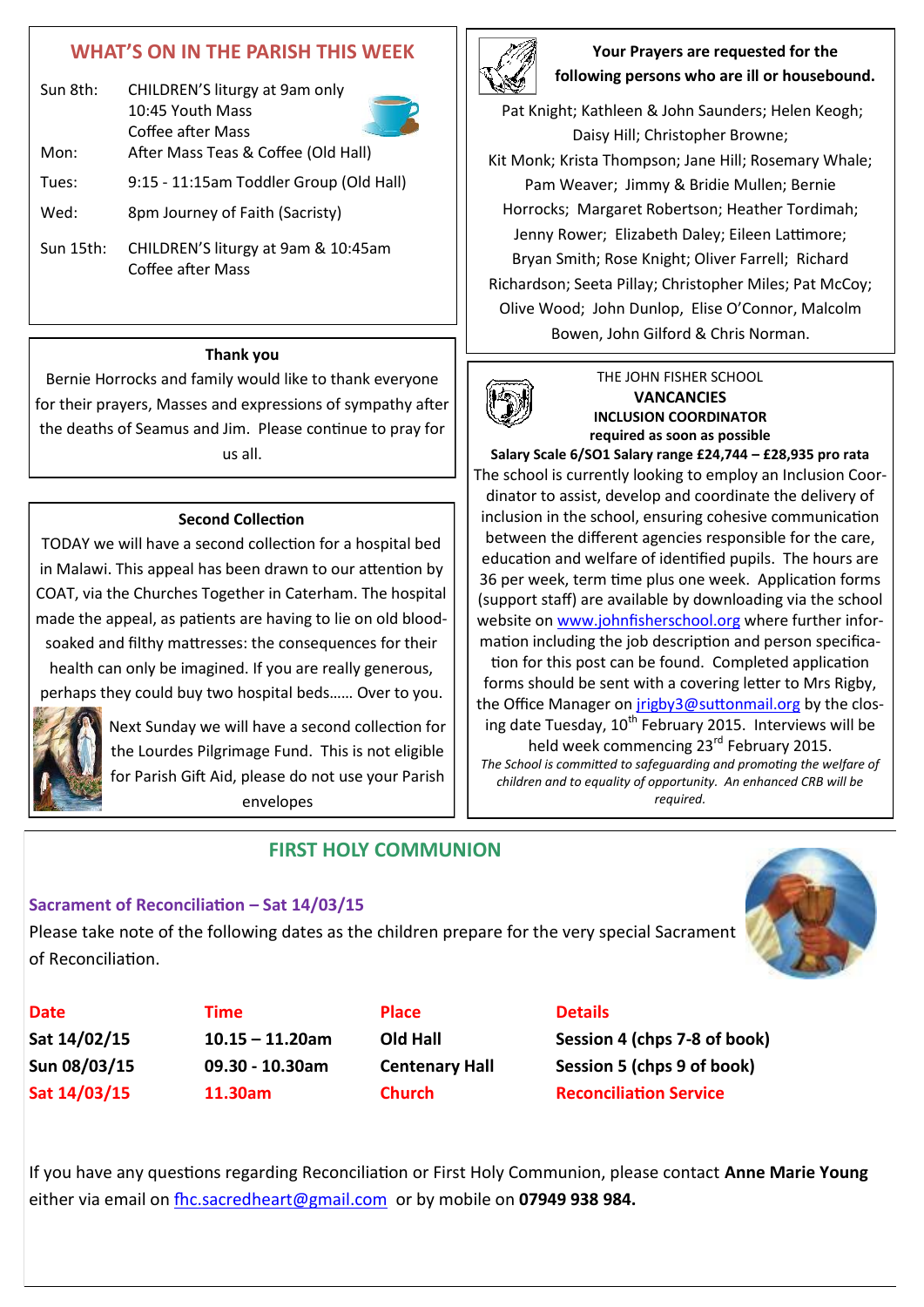## WHAT'S ON IN THE PARISH THIS WEEK

| | |
|---|---|
| Sun 8th: | CHILDREN'S liturgy at 9am only<br>10:45 Youth Mass<br>Coffee after Mass |
| Mon: | After Mass Teas & Coffee (Old Hall) |
| Tues: | 9:15 - 11:15am Toddler Group (Old Hall) |
| Wed: | 8pm Journey of Faith (Sacristy) |
| Sun 15th: | CHILDREN'S liturgy at 9am & 10:45am<br>Coffee after Mass |

### Thank you

Bernie Horrocks and family would like to thank everyone for their prayers, Masses and expressions of sympathy after the deaths of Seamus and Jim. Please continue to pray for us all.

### Second Collection

TODAY we will have a second collection for a hospital bed in Malawi. This appeal has been drawn to our attention by COAT, via the Churches Together in Caterham. The hospital made the appeal, as patients are having to lie on old blood-soaked and filthy mattresses: the consequences for their health can only be imagined. If you are really generous, perhaps they could buy two hospital beds…… Over to you.

Next Sunday we will have a second collection for the Lourdes Pilgrimage Fund. This is not eligible for Parish Gift Aid, please do not use your Parish envelopes

**Your Prayers are requested for the following persons who are ill or housebound.**

Pat Knight; Kathleen & John Saunders; Helen Keogh; Daisy Hill; Christopher Browne; Kit Monk; Krista Thompson; Jane Hill; Rosemary Whale; Pam Weaver; Jimmy & Bridie Mullen; Bernie Horrocks; Margaret Robertson; Heather Tordimah; Jenny Rower; Elizabeth Daley; Eileen Lattimore; Bryan Smith; Rose Knight; Oliver Farrell; Richard Richardson; Seeta Pillay; Christopher Miles; Pat McCoy; Olive Wood; John Dunlop, Elise O'Connor, Malcolm Bowen, John Gilford & Chris Norman.

THE JOHN FISHER SCHOOL

**VACANCIES**

**INCLUSION COORDINATOR**

**required as soon as possible**

**Salary Scale 6/SO1 Salary range £24,744 – £28,935 pro rata**

The school is currently looking to employ an Inclusion Coordinator to assist, develop and coordinate the delivery of inclusion in the school, ensuring cohesive communication between the different agencies responsible for the care, education and welfare of identified pupils. The hours are 36 per week, term time plus one week. Application forms (support staff) are available by downloading via the school website on www.johnfisherschool.org where further information including the job description and person specification for this post can be found. Completed application forms should be sent with a covering letter to Mrs Rigby, the Office Manager on jrigby3@suttonmail.org by the closing date Tuesday, 10th February 2015. Interviews will be held week commencing 23rd February 2015.

*The School is committed to safeguarding and promoting the welfare of children and to equality of opportunity. An enhanced CRB will be required.*

## FIRST HOLY COMMUNION

### Sacrament of Reconciliation – Sat 14/03/15

Please take note of the following dates as the children prepare for the very special Sacrament of Reconciliation.

| Date | Time | Place | Details |
|---|---|---|---|
| **Sat 14/02/15** | **10.15 – 11.20am** | **Old Hall** | **Session 4 (chps 7-8 of book)** |
| **Sun 08/03/15** | **09.30 - 10.30am** | **Centenary Hall** | **Session 5 (chps 9 of book)** |
| **Sat 14/03/15** | **11.30am** | **Church** | **Reconciliation Service** |

If you have any questions regarding Reconciliation or First Holy Communion, please contact **Anne Marie Young** either via email on fhc.sacredheart@gmail.com or by mobile on **07949 938 984.**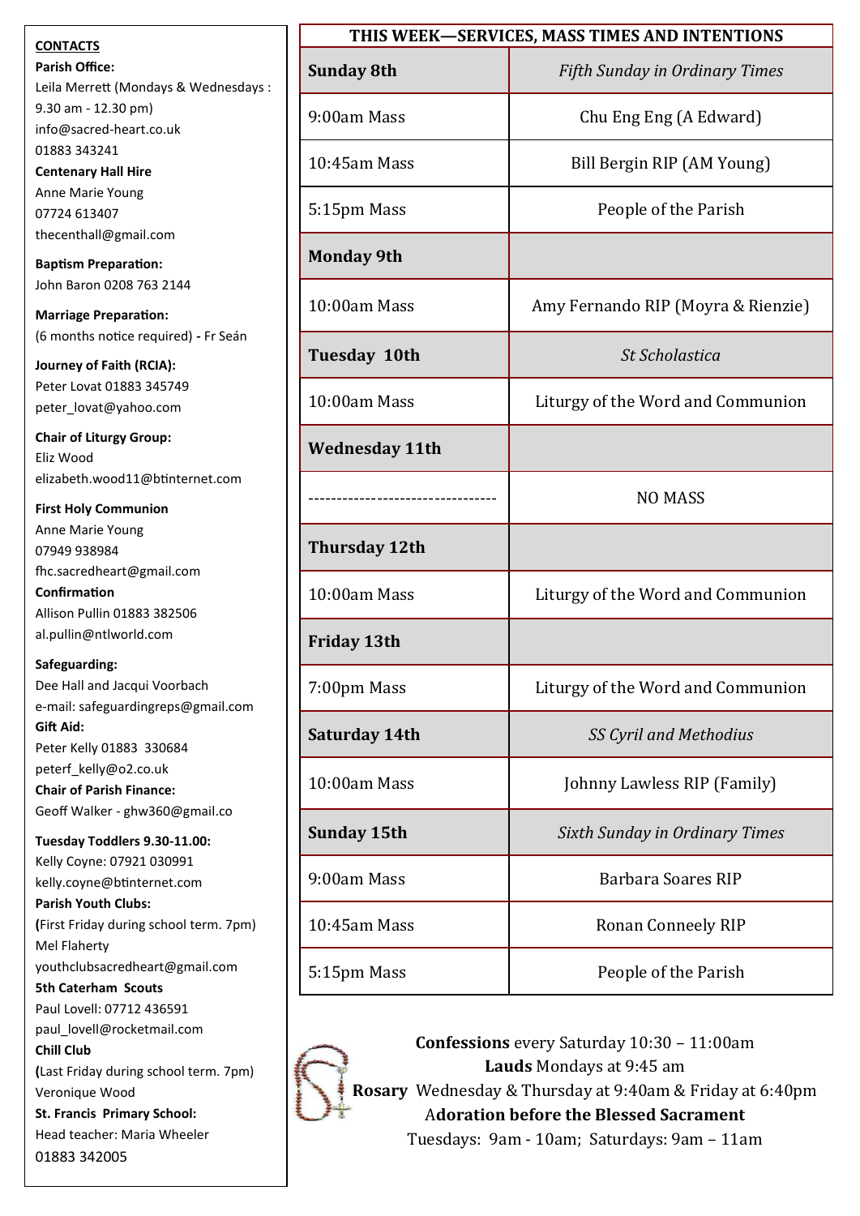**CONTACTS**

**Parish Office:**
Leila Merrett (Mondays & Wednesdays : 9.30 am - 12.30 pm)
info@sacred-heart.co.uk
01883 343241

**Centenary Hall Hire**
Anne Marie Young
07724 613407
thecenthall@gmail.com

**Baptism Preparation:**
John Baron 0208 763 2144

**Marriage Preparation:**
(6 months notice required) **-** Fr Seán

**Journey of Faith (RCIA):**
Peter Lovat 01883 345749
peter_lovat@yahoo.com

**Chair of Liturgy Group:**
Eliz Wood
elizabeth.wood11@btinternet.com

**First Holy Communion**
Anne Marie Young
07949 938984
fhc.sacredheart@gmail.com

**Confirmation**
Allison Pullin 01883 382506
al.pullin@ntlworld.com

**Safeguarding:**
Dee Hall and Jacqui Voorbach
e-mail: safeguardingreps@gmail.com

**Gift Aid:**
Peter Kelly 01883 330684
peterf_kelly@o2.co.uk

**Chair of Parish Finance:**
Geoff Walker - ghw360@gmail.co

**Tuesday Toddlers 9.30-11.00:**
Kelly Coyne: 07921 030991
kelly.coyne@btinternet.com

**Parish Youth Clubs:**
**(**First Friday during school term. 7pm)
Mel Flaherty
youthclubsacredheart@gmail.com

**5th Caterham Scouts**
Paul Lovell: 07712 436591
paul_lovell@rocketmail.com

**Chill Club**
**(**Last Friday during school term. 7pm)
Veronique Wood

**St. Francis Primary School:**
Head teacher: Maria Wheeler
01883 342005

**THIS WEEK—SERVICES, MASS TIMES AND INTENTIONS**

| | |
|---|---|
| **Sunday 8th** | *Fifth Sunday in Ordinary Times* |
| 9:00am Mass | Chu Eng Eng (A Edward) |
| 10:45am Mass | Bill Bergin RIP (AM Young) |
| 5:15pm Mass | People of the Parish |
| **Monday 9th** | |
| 10:00am Mass | Amy Fernando RIP (Moyra & Rienzie) |
| **Tuesday 10th** | *St Scholastica* |
| 10:00am Mass | Liturgy of the Word and Communion |
| **Wednesday 11th** | |
| --------------------------------- | NO MASS |
| **Thursday 12th** | |
| 10:00am Mass | Liturgy of the Word and Communion |
| **Friday 13th** | |
| 7:00pm Mass | Liturgy of the Word and Communion |
| **Saturday 14th** | *SS Cyril and Methodius* |
| 10:00am Mass | Johnny Lawless RIP (Family) |
| **Sunday 15th** | *Sixth Sunday in Ordinary Times* |
| 9:00am Mass | Barbara Soares RIP |
| 10:45am Mass | Ronan Conneely RIP |
| 5:15pm Mass | People of the Parish |

**Confessions** every Saturday 10:30 – 11:00am
**Lauds** Mondays at 9:45 am
**Rosary** Wednesday & Thursday at 9:40am & Friday at 6:40pm
A**doration before the Blessed Sacrament**
Tuesdays: 9am - 10am; Saturdays: 9am – 11am